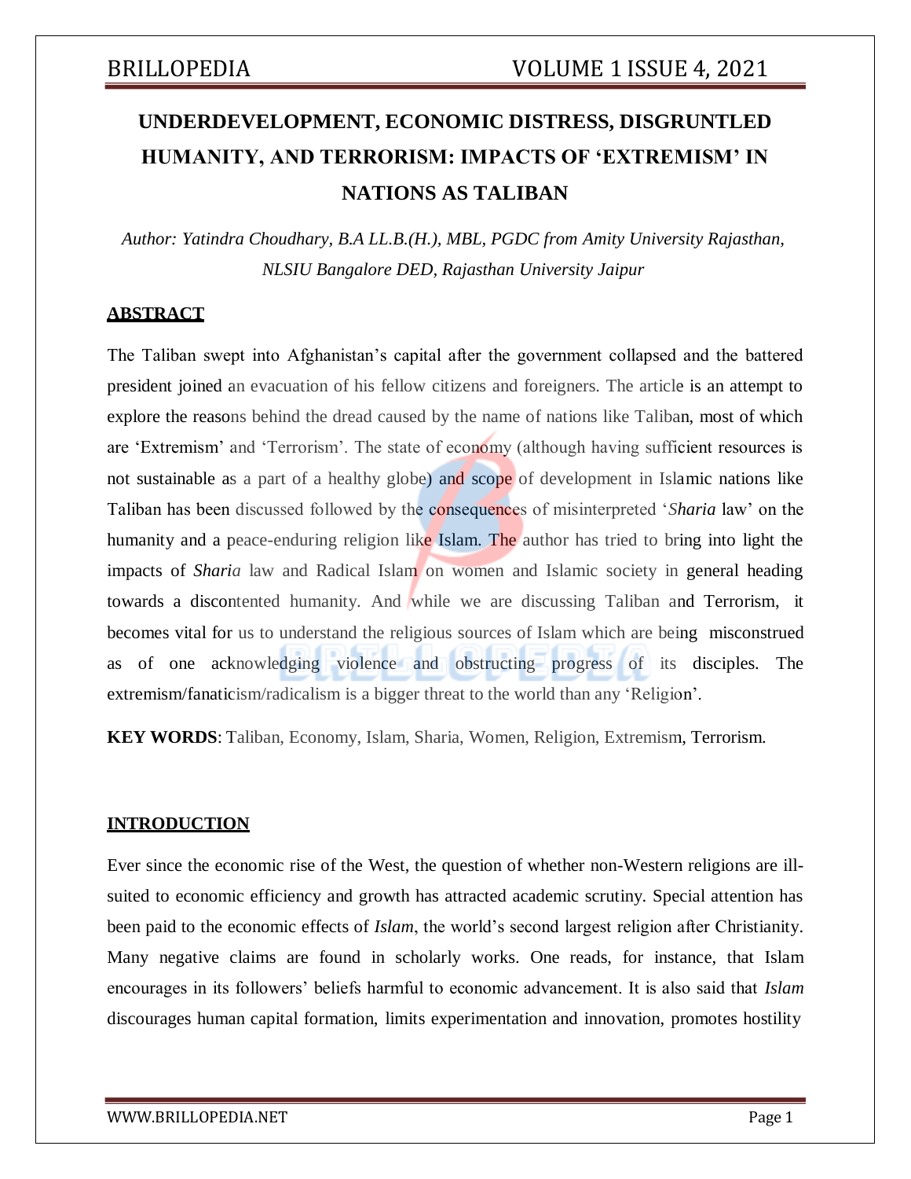# UNDERDEVELOPMENT, ECONOMIC DISTRESS, DISGRUNTLED HUMANITY, AND TERRORISM: IMPACTS OF 'EXTREMISM' IN NATIONS AS TALIBAN

*Author: Yatindra Choudhary, B.A LL.B.(H.), MBL, PGDC from Amity University Rajasthan, NLSIU Bangalore DED, Rajasthan University Jaipur*

## ABSTRACT

The Taliban swept into Afghanistan's capital after the government collapsed and the battered president joined an evacuation of his fellow citizens and foreigners. The article is an attempt to explore the reasons behind the dread caused by the name of nations like Taliban, most of which are 'Extremism' and 'Terrorism'. The state of economy (although having sufficient resources is not sustainable as a part of a healthy globe) and scope of development in Islamic nations like Taliban has been discussed followed by the consequences of misinterpreted '*Sharia* law' on the humanity and a peace-enduring religion like Islam. The author has tried to bring into light the impacts of *Sharia* law and Radical Islam on women and Islamic society in general heading towards a discontented humanity. And while we are discussing Taliban and Terrorism, it becomes vital for us to understand the religious sources of Islam which are being misconstrued as of one acknowledging violence and obstructing progress of its disciples. The extremism/fanaticism/radicalism is a bigger threat to the world than any 'Religion'.

**KEY WORDS**: Taliban, Economy, Islam, Sharia, Women, Religion, Extremism, Terrorism.

## INTRODUCTION

Ever since the economic rise of the West, the question of whether non-Western religions are ill-suited to economic efficiency and growth has attracted academic scrutiny. Special attention has been paid to the economic effects of *Islam*, the world's second largest religion after Christianity. Many negative claims are found in scholarly works. One reads, for instance, that Islam encourages in its followers' beliefs harmful to economic advancement. It is also said that *Islam* discourages human capital formation, limits experimentation and innovation, promotes hostility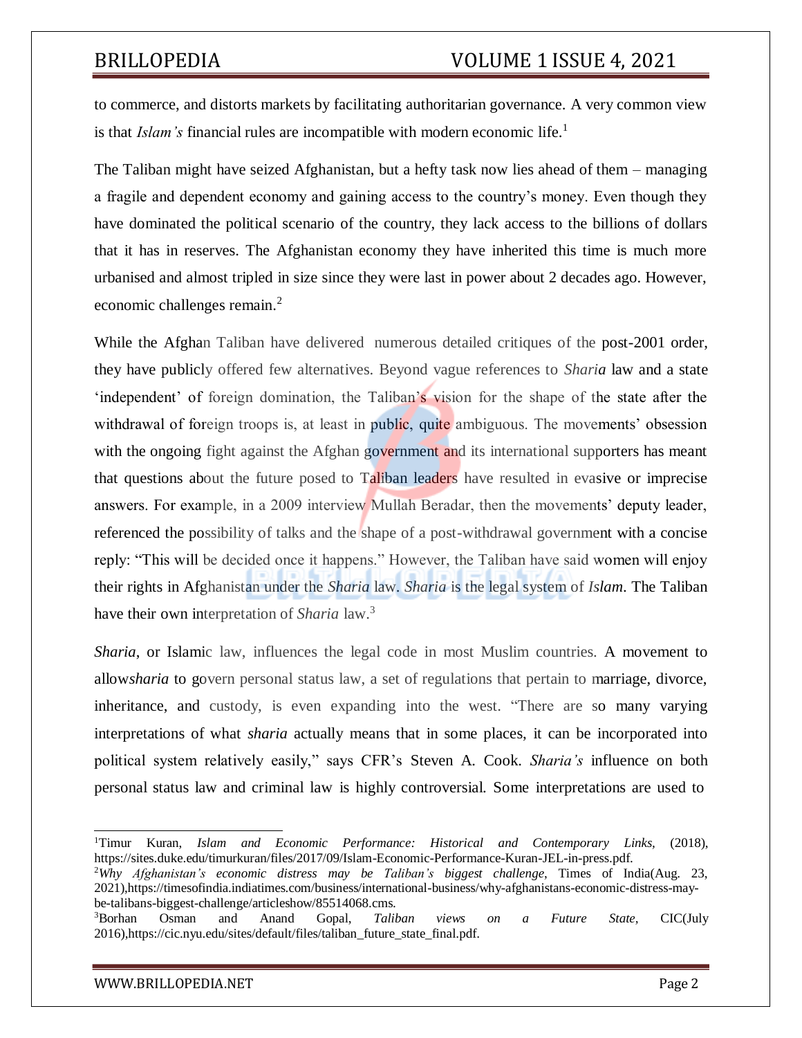to commerce, and distorts markets by facilitating authoritarian governance. A very common view is that *Islam's* financial rules are incompatible with modern economic life.[1]

The Taliban might have seized Afghanistan, but a hefty task now lies ahead of them – managing a fragile and dependent economy and gaining access to the country's money. Even though they have dominated the political scenario of the country, they lack access to the billions of dollars that it has in reserves. The Afghanistan economy they have inherited this time is much more urbanised and almost tripled in size since they were last in power about 2 decades ago. However, economic challenges remain.[2]

While the Afghan Taliban have delivered numerous detailed critiques of the post-2001 order, they have publicly offered few alternatives. Beyond vague references to *Sharia* law and a state 'independent' of foreign domination, the Taliban's vision for the shape of the state after the withdrawal of foreign troops is, at least in public, quite ambiguous. The movements' obsession with the ongoing fight against the Afghan government and its international supporters has meant that questions about the future posed to Taliban leaders have resulted in evasive or imprecise answers. For example, in a 2009 interview Mullah Beradar, then the movements' deputy leader, referenced the possibility of talks and the shape of a post-withdrawal government with a concise reply: "This will be decided once it happens." However, the Taliban have said women will enjoy their rights in Afghanistan under the *Sharia* law. *Sharia* is the legal system of *Islam*. The Taliban have their own interpretation of *Sharia* law.[3]

*Sharia*, or Islamic law, influences the legal code in most Muslim countries. A movement to allow*sharia* to govern personal status law, a set of regulations that pertain to marriage, divorce, inheritance, and custody, is even expanding into the west. "There are so many varying interpretations of what *sharia* actually means that in some places, it can be incorporated into political system relatively easily," says CFR's Steven A. Cook. *Sharia's* influence on both personal status law and criminal law is highly controversial. Some interpretations are used to

---

[1] Timur Kuran, *Islam and Economic Performance: Historical and Contemporary Links,* (2018), https://sites.duke.edu/timurkuran/files/2017/09/Islam-Economic-Performance-Kuran-JEL-in-press.pdf.

[2] *Why Afghanistan's economic distress may be Taliban's biggest challenge*, Times of India(Aug. 23, 2021),https://timesofindia.indiatimes.com/business/international-business/why-afghanistans-economic-distress-may-be-talibans-biggest-challenge/articleshow/85514068.cms.

[3] Borhan Osman and Anand Gopal, *Taliban views on a Future State,* CIC(July 2016),https://cic.nyu.edu/sites/default/files/taliban_future_state_final.pdf.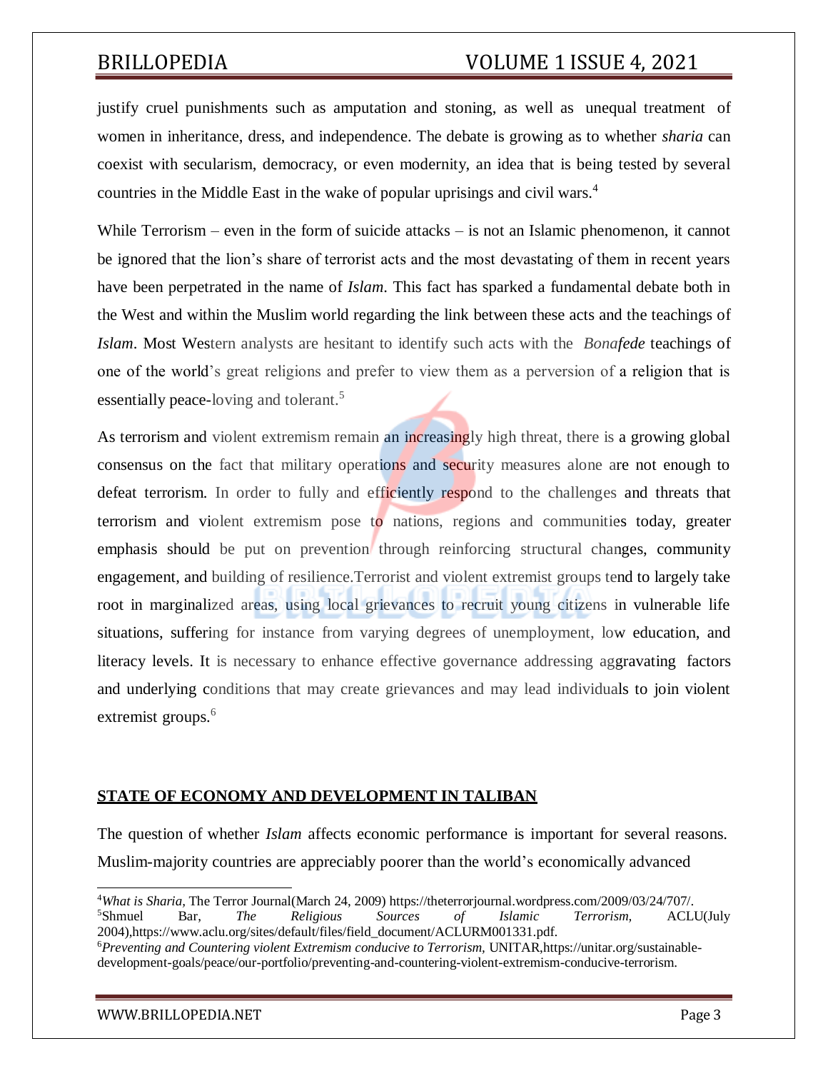justify cruel punishments such as amputation and stoning, as well as unequal treatment of women in inheritance, dress, and independence. The debate is growing as to whether *sharia* can coexist with secularism, democracy, or even modernity, an idea that is being tested by several countries in the Middle East in the wake of popular uprisings and civil wars.[4]

While Terrorism – even in the form of suicide attacks – is not an Islamic phenomenon, it cannot be ignored that the lion's share of terrorist acts and the most devastating of them in recent years have been perpetrated in the name of *Islam*. This fact has sparked a fundamental debate both in the West and within the Muslim world regarding the link between these acts and the teachings of *Islam*. Most Western analysts are hesitant to identify such acts with the *Bonafede* teachings of one of the world's great religions and prefer to view them as a perversion of a religion that is essentially peace-loving and tolerant.[5]

As terrorism and violent extremism remain an increasingly high threat, there is a growing global consensus on the fact that military operations and security measures alone are not enough to defeat terrorism. In order to fully and efficiently respond to the challenges and threats that terrorism and violent extremism pose to nations, regions and communities today, greater emphasis should be put on prevention through reinforcing structural changes, community engagement, and building of resilience.Terrorist and violent extremist groups tend to largely take root in marginalized areas, using local grievances to recruit young citizens in vulnerable life situations, suffering for instance from varying degrees of unemployment, low education, and literacy levels. It is necessary to enhance effective governance addressing aggravating factors and underlying conditions that may create grievances and may lead individuals to join violent extremist groups.[6]

## STATE OF ECONOMY AND DEVELOPMENT IN TALIBAN

The question of whether *Islam* affects economic performance is important for several reasons. Muslim-majority countries are appreciably poorer than the world's economically advanced

---

[4] *What is Sharia,* The Terror Journal(March 24, 2009) https://theterrorjournal.wordpress.com/2009/03/24/707/.

[5] Shmuel Bar, *The Religious Sources of Islamic Terrorism,* ACLU(July 2004),https://www.aclu.org/sites/default/files/field_document/ACLURM001331.pdf.

[6] *Preventing and Countering violent Extremism conducive to Terrorism,* UNITAR,https://unitar.org/sustainable-development-goals/peace/our-portfolio/preventing-and-countering-violent-extremism-conducive-terrorism.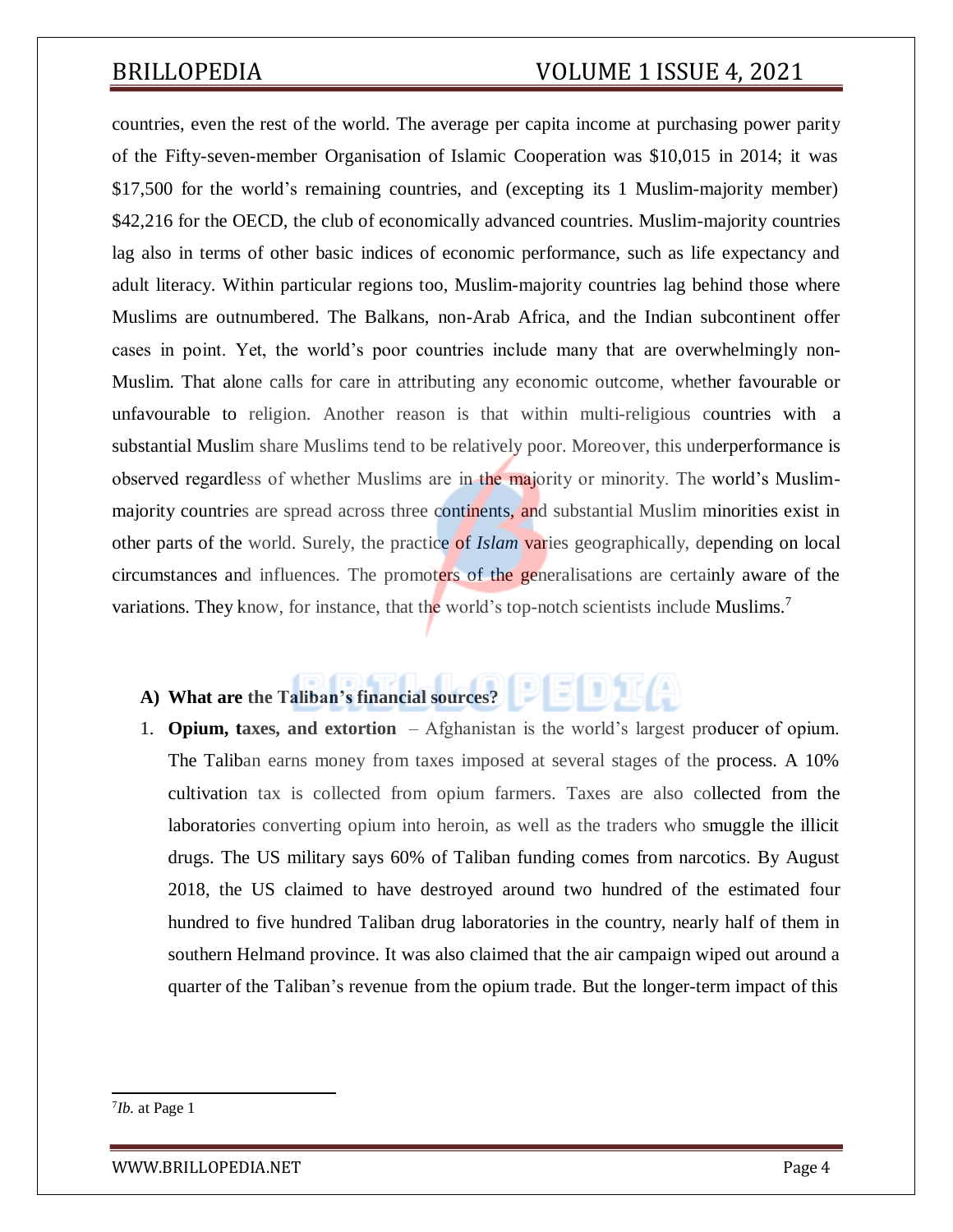countries, even the rest of the world. The average per capita income at purchasing power parity of the Fifty-seven-member Organisation of Islamic Cooperation was $10,015 in 2014; it was $17,500 for the world's remaining countries, and (excepting its 1 Muslim-majority member) $42,216 for the OECD, the club of economically advanced countries. Muslim-majority countries lag also in terms of other basic indices of economic performance, such as life expectancy and adult literacy. Within particular regions too, Muslim-majority countries lag behind those where Muslims are outnumbered. The Balkans, non-Arab Africa, and the Indian subcontinent offer cases in point. Yet, the world's poor countries include many that are overwhelmingly non-Muslim. That alone calls for care in attributing any economic outcome, whether favourable or unfavourable to religion. Another reason is that within multi-religious countries with a substantial Muslim share Muslims tend to be relatively poor. Moreover, this underperformance is observed regardless of whether Muslims are in the majority or minority. The world's Muslim-majority countries are spread across three continents, and substantial Muslim minorities exist in other parts of the world. Surely, the practice of *Islam* varies geographically, depending on local circumstances and influences. The promoters of the generalisations are certainly aware of the variations. They know, for instance, that the world's top-notch scientists include Muslims.[7]

### A) What are the Taliban's financial sources?

1. **Opium, taxes, and extortion** – Afghanistan is the world's largest producer of opium. The Taliban earns money from taxes imposed at several stages of the process. A 10% cultivation tax is collected from opium farmers. Taxes are also collected from the laboratories converting opium into heroin, as well as the traders who smuggle the illicit drugs. The US military says 60% of Taliban funding comes from narcotics. By August 2018, the US claimed to have destroyed around two hundred of the estimated four hundred to five hundred Taliban drug laboratories in the country, nearly half of them in southern Helmand province. It was also claimed that the air campaign wiped out around a quarter of the Taliban's revenue from the opium trade. But the longer-term impact of this

---

[7] *Ib.* at Page 1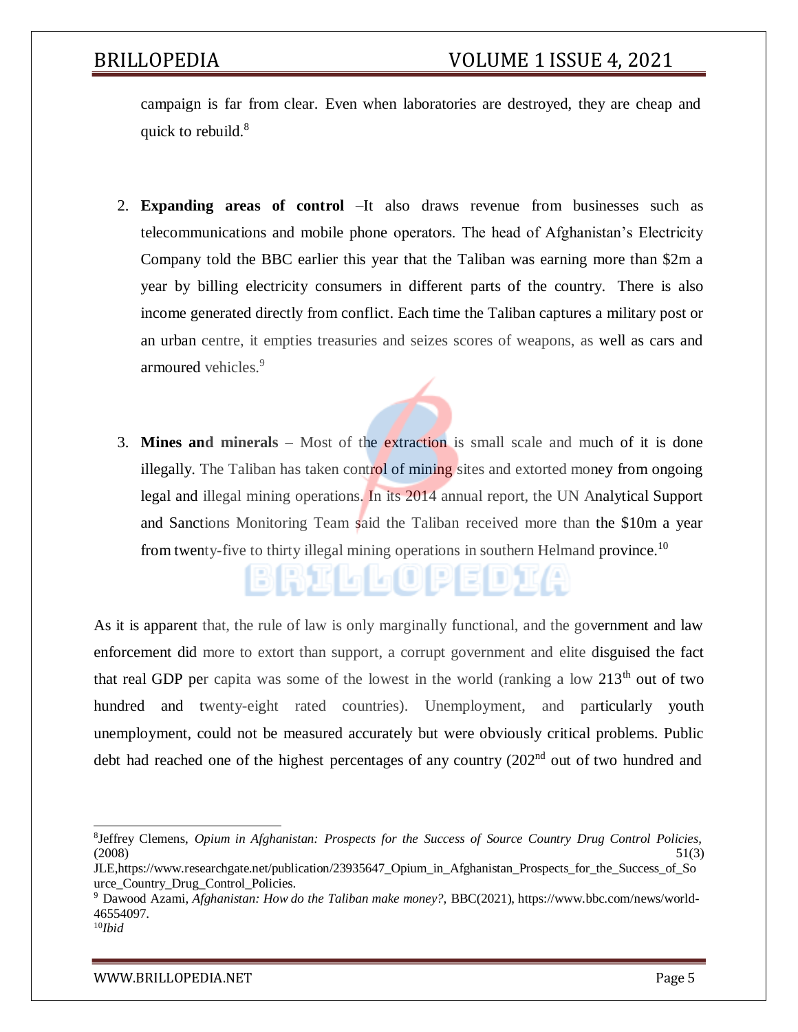campaign is far from clear. Even when laboratories are destroyed, they are cheap and quick to rebuild.[8]

2. **Expanding areas of control** –It also draws revenue from businesses such as telecommunications and mobile phone operators. The head of Afghanistan's Electricity Company told the BBC earlier this year that the Taliban was earning more than $2m a year by billing electricity consumers in different parts of the country. There is also income generated directly from conflict. Each time the Taliban captures a military post or an urban centre, it empties treasuries and seizes scores of weapons, as well as cars and armoured vehicles.[9]

3. **Mines and minerals** – Most of the extraction is small scale and much of it is done illegally. The Taliban has taken control of mining sites and extorted money from ongoing legal and illegal mining operations. In its 2014 annual report, the UN Analytical Support and Sanctions Monitoring Team said the Taliban received more than the $10m a year from twenty-five to thirty illegal mining operations in southern Helmand province.[10]

As it is apparent that, the rule of law is only marginally functional, and the government and law enforcement did more to extort than support, a corrupt government and elite disguised the fact that real GDP per capita was some of the lowest in the world (ranking a low 213th out of two hundred and twenty-eight rated countries). Unemployment, and particularly youth unemployment, could not be measured accurately but were obviously critical problems. Public debt had reached one of the highest percentages of any country (202nd out of two hundred and

---

[8] Jeffrey Clemens, *Opium in Afghanistan: Prospects for the Success of Source Country Drug Control Policies,* (2008) 51(3) JLE,https://www.researchgate.net/publication/23935647_Opium_in_Afghanistan_Prospects_for_the_Success_of_Source_Country_Drug_Control_Policies.

[9] Dawood Azami, *Afghanistan: How do the Taliban make money?,* BBC(2021), https://www.bbc.com/news/world-46554097.

[10] *Ibid*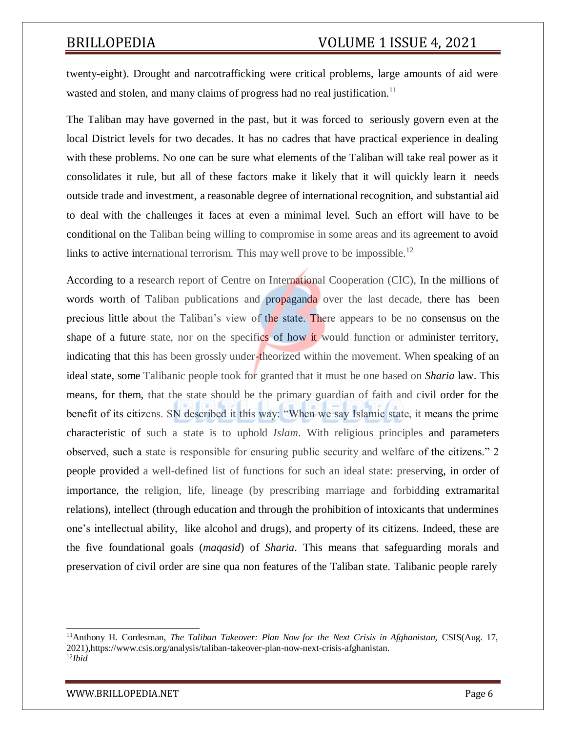twenty-eight). Drought and narcotrafficking were critical problems, large amounts of aid were wasted and stolen, and many claims of progress had no real justification.[11]

The Taliban may have governed in the past, but it was forced to seriously govern even at the local District levels for two decades. It has no cadres that have practical experience in dealing with these problems. No one can be sure what elements of the Taliban will take real power as it consolidates it rule, but all of these factors make it likely that it will quickly learn it needs outside trade and investment, a reasonable degree of international recognition, and substantial aid to deal with the challenges it faces at even a minimal level. Such an effort will have to be conditional on the Taliban being willing to compromise in some areas and its agreement to avoid links to active international terrorism. This may well prove to be impossible.[12]

According to a research report of Centre on International Cooperation (CIC), In the millions of words worth of Taliban publications and propaganda over the last decade, there has been precious little about the Taliban's view of the state. There appears to be no consensus on the shape of a future state, nor on the specifics of how it would function or administer territory, indicating that this has been grossly under-theorized within the movement. When speaking of an ideal state, some Talibanic people took for granted that it must be one based on ***Sharia*** law. This means, for them, that the state should be the primary guardian of faith and civil order for the benefit of its citizens. SN described it this way: "When we say Islamic state, it means the prime characteristic of such a state is to uphold *Islam*. With religious principles and parameters observed, such a state is responsible for ensuring public security and welfare of the citizens." 2 people provided a well-defined list of functions for such an ideal state: preserving, in order of importance, the religion, life, lineage (by prescribing marriage and forbidding extramarital relations), intellect (through education and through the prohibition of intoxicants that undermines one's intellectual ability, like alcohol and drugs), and property of its citizens. Indeed, these are the five foundational goals (*maqasid*) of *Sharia*. This means that safeguarding morals and preservation of civil order are sine qua non features of the Taliban state. Talibanic people rarely

---

[11] Anthony H. Cordesman, *The Taliban Takeover: Plan Now for the Next Crisis in Afghanistan,* CSIS(Aug. 17, 2021),https://www.csis.org/analysis/taliban-takeover-plan-now-next-crisis-afghanistan.

[12] *Ibid*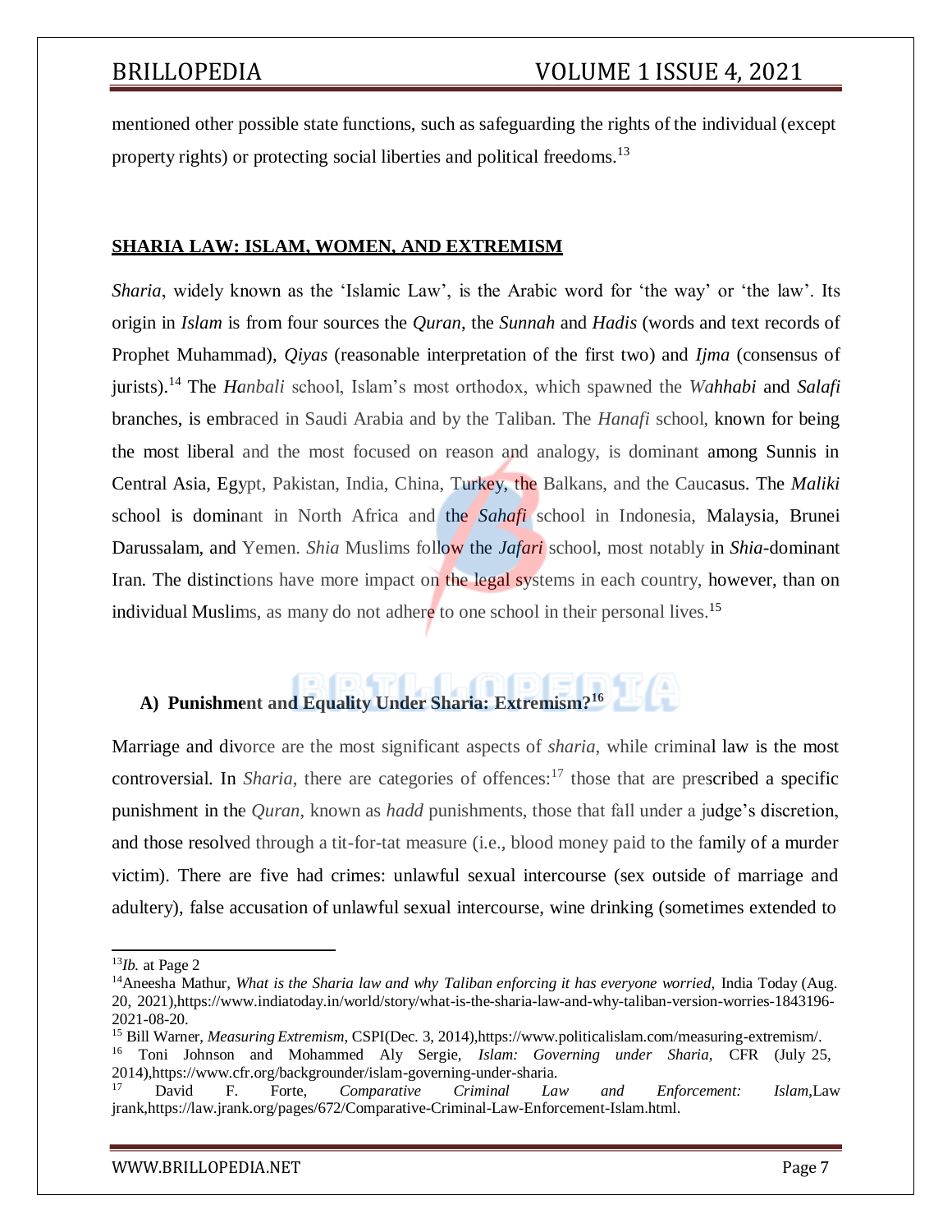mentioned other possible state functions, such as safeguarding the rights of the individual (except property rights) or protecting social liberties and political freedoms.[13]

## SHARIA LAW: ISLAM, WOMEN, AND EXTREMISM

*Sharia*, widely known as the 'Islamic Law', is the Arabic word for 'the way' or 'the law'. Its origin in *Islam* is from four sources the *Quran*, the *Sunnah* and *Hadis* (words and text records of Prophet Muhammad), *Qiyas* (reasonable interpretation of the first two) and *Ijma* (consensus of jurists).[14] The *Hanbali* school, Islam's most orthodox, which spawned the *Wahhabi* and *Salafi* branches, is embraced in Saudi Arabia and by the Taliban. The *Hanafi* school, known for being the most liberal and the most focused on reason and analogy, is dominant among Sunnis in Central Asia, Egypt, Pakistan, India, China, Turkey, the Balkans, and the Caucasus. The *Maliki* school is dominant in North Africa and the *Sahafi* school in Indonesia, Malaysia, Brunei Darussalam, and Yemen. *Shia* Muslims follow the *Jafari* school, most notably in *Shia*-dominant Iran. The distinctions have more impact on the legal systems in each country, however, than on individual Muslims, as many do not adhere to one school in their personal lives.[15]

### A) Punishment and Equality Under Sharia: Extremism?[16]

Marriage and divorce are the most significant aspects of *sharia*, while criminal law is the most controversial. In *Sharia*, there are categories of offences:[17] those that are prescribed a specific punishment in the *Quran*, known as *hadd* punishments, those that fall under a judge's discretion, and those resolved through a tit-for-tat measure (i.e., blood money paid to the family of a murder victim). There are five had crimes: unlawful sexual intercourse (sex outside of marriage and adultery), false accusation of unlawful sexual intercourse, wine drinking (sometimes extended to

---

[13] *Ib.* at Page 2

[14] Aneesha Mathur, *What is the Sharia law and why Taliban enforcing it has everyone worried*, India Today (Aug. 20, 2021),https://www.indiatoday.in/world/story/what-is-the-sharia-law-and-why-taliban-version-worries-1843196-2021-08-20.

[15] Bill Warner, *Measuring Extremism*, CSPI(Dec. 3, 2014),https://www.politicalislam.com/measuring-extremism/.

[16] Toni Johnson and Mohammed Aly Sergie, *Islam: Governing under Sharia*, CFR (July 25, 2014),https://www.cfr.org/backgrounder/islam-governing-under-sharia.

[17] David F. Forte, *Comparative Criminal Law and Enforcement: Islam*,Law jrank,https://law.jrank.org/pages/672/Comparative-Criminal-Law-Enforcement-Islam.html.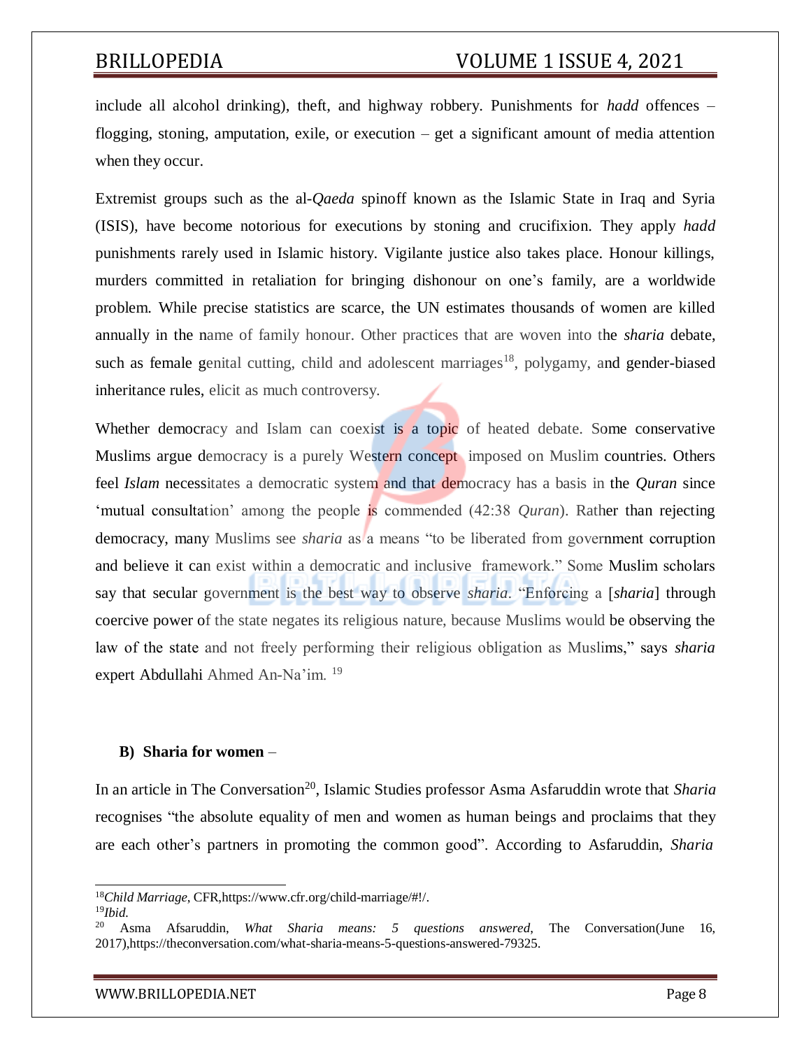include all alcohol drinking), theft, and highway robbery. Punishments for *hadd* offences – flogging, stoning, amputation, exile, or execution – get a significant amount of media attention when they occur.

Extremist groups such as the al-*Qaeda* spinoff known as the Islamic State in Iraq and Syria (ISIS), have become notorious for executions by stoning and crucifixion. They apply *hadd* punishments rarely used in Islamic history. Vigilante justice also takes place. Honour killings, murders committed in retaliation for bringing dishonour on one's family, are a worldwide problem. While precise statistics are scarce, the UN estimates thousands of women are killed annually in the name of family honour. Other practices that are woven into the *sharia* debate, such as female genital cutting, child and adolescent marriages[18], polygamy, and gender-biased inheritance rules, elicit as much controversy.

Whether democracy and Islam can coexist is a topic of heated debate. Some conservative Muslims argue democracy is a purely Western concept imposed on Muslim countries. Others feel *Islam* necessitates a democratic system and that democracy has a basis in the *Quran* since 'mutual consultation' among the people is commended (42:38 *Quran*). Rather than rejecting democracy, many Muslims see *sharia* as a means "to be liberated from government corruption and believe it can exist within a democratic and inclusive framework." Some Muslim scholars say that secular government is the best way to observe *sharia*. "Enforcing a [*sharia*] through coercive power of the state negates its religious nature, because Muslims would be observing the law of the state and not freely performing their religious obligation as Muslims," says *sharia* expert Abdullahi Ahmed An-Na'im. [19]

### B) Sharia for women –

In an article in The Conversation[20], Islamic Studies professor Asma Asfaruddin wrote that *Sharia* recognises "the absolute equality of men and women as human beings and proclaims that they are each other's partners in promoting the common good". According to Asfaruddin, *Sharia*

---

[18] *Child Marriage*, CFR,https://www.cfr.org/child-marriage/#!/.

[19] *Ibid.*

[20] Asma Afsaruddin, *What Sharia means: 5 questions answered*, The Conversation(June 16, 2017),https://theconversation.com/what-sharia-means-5-questions-answered-79325.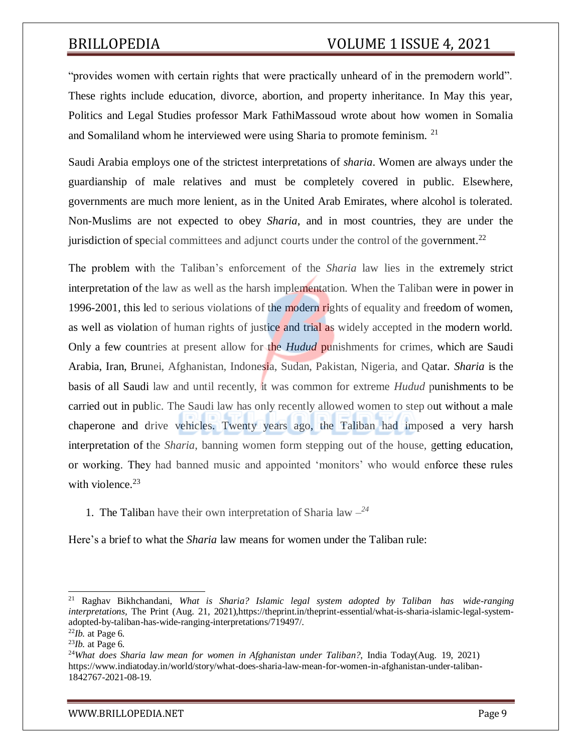"provides women with certain rights that were practically unheard of in the premodern world". These rights include education, divorce, abortion, and property inheritance. In May this year, Politics and Legal Studies professor Mark FathiMassoud wrote about how women in Somalia and Somaliland whom he interviewed were using Sharia to promote feminism. [21]

Saudi Arabia employs one of the strictest interpretations of *sharia*. Women are always under the guardianship of male relatives and must be completely covered in public. Elsewhere, governments are much more lenient, as in the United Arab Emirates, where alcohol is tolerated. Non-Muslims are not expected to obey *Sharia*, and in most countries, they are under the jurisdiction of special committees and adjunct courts under the control of the government.[22]

The problem with the Taliban's enforcement of the *Sharia* law lies in the extremely strict interpretation of the law as well as the harsh implementation. When the Taliban were in power in 1996-2001, this led to serious violations of the modern rights of equality and freedom of women, as well as violation of human rights of justice and trial as widely accepted in the modern world. Only a few countries at present allow for the *Hudud* punishments for crimes, which are Saudi Arabia, Iran, Brunei, Afghanistan, Indonesia, Sudan, Pakistan, Nigeria, and Qatar. *Sharia* is the basis of all Saudi law and until recently, it was common for extreme *Hudud* punishments to be carried out in public. The Saudi law has only recently allowed women to step out without a male chaperone and drive vehicles. Twenty years ago, the Taliban had imposed a very harsh interpretation of the *Sharia*, banning women form stepping out of the house, getting education, or working. They had banned music and appointed 'monitors' who would enforce these rules with violence.[23]

1. The Taliban have their own interpretation of Sharia law –[24]

Here's a brief to what the *Sharia* law means for women under the Taliban rule:

---

[21] Raghav Bikhchandani, *What is Sharia? Islamic legal system adopted by Taliban has wide-ranging interpretations,* The Print (Aug. 21, 2021),https://theprint.in/theprint-essential/what-is-sharia-islamic-legal-system-adopted-by-taliban-has-wide-ranging-interpretations/719497/.

[22] *Ib.* at Page 6.

[23] *Ib.* at Page 6.

[24] *What does Sharia law mean for women in Afghanistan under Taliban?*, India Today(Aug. 19, 2021) https://www.indiatoday.in/world/story/what-does-sharia-law-mean-for-women-in-afghanistan-under-taliban-1842767-2021-08-19.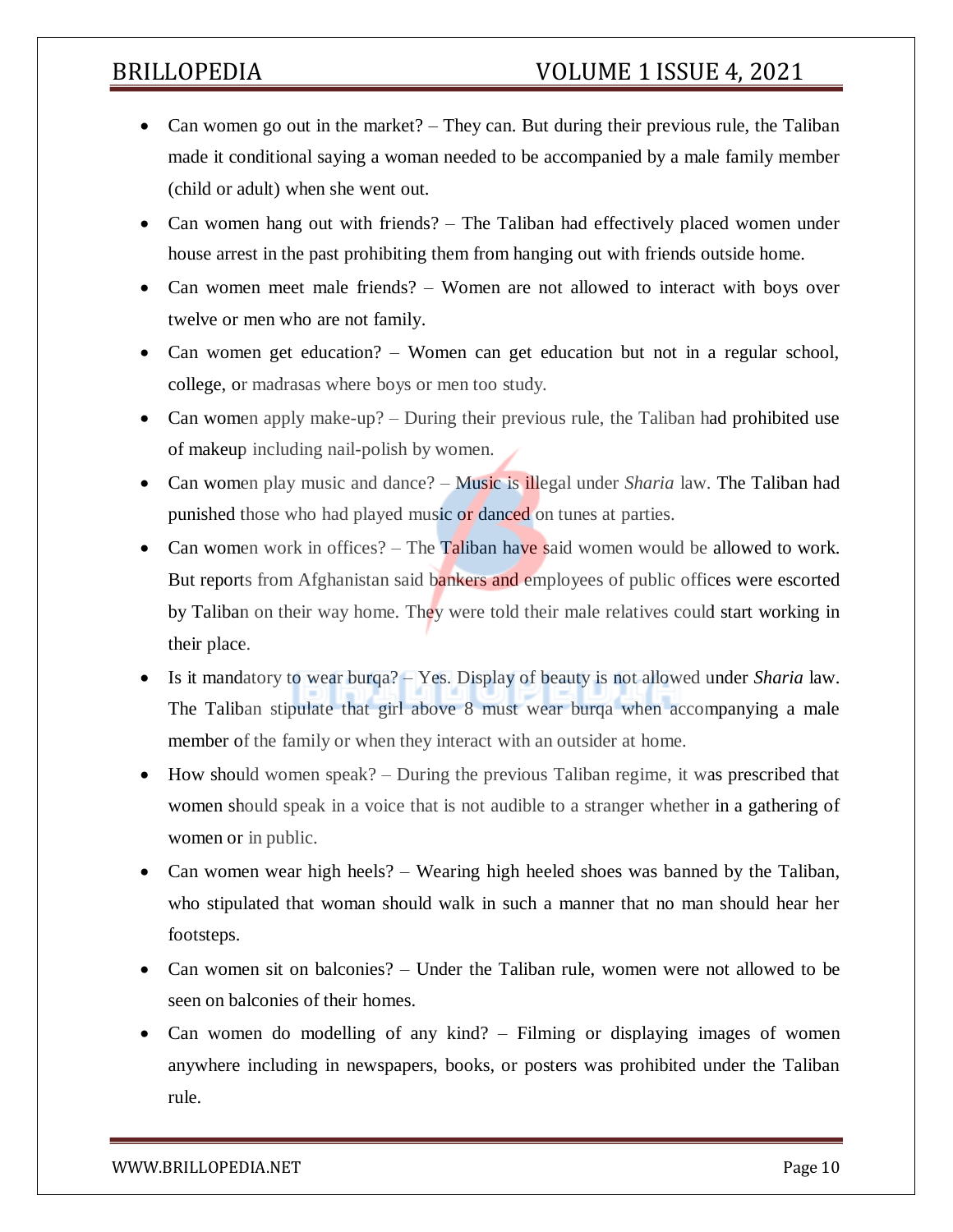- Can women go out in the market? – They can. But during their previous rule, the Taliban made it conditional saying a woman needed to be accompanied by a male family member (child or adult) when she went out.
- Can women hang out with friends? – The Taliban had effectively placed women under house arrest in the past prohibiting them from hanging out with friends outside home.
- Can women meet male friends? – Women are not allowed to interact with boys over twelve or men who are not family.
- Can women get education? – Women can get education but not in a regular school, college, or madrasas where boys or men too study.
- Can women apply make-up? – During their previous rule, the Taliban had prohibited use of makeup including nail-polish by women.
- Can women play music and dance? – Music is illegal under *Sharia* law. The Taliban had punished those who had played music or danced on tunes at parties.
- Can women work in offices? – The Taliban have said women would be allowed to work. But reports from Afghanistan said bankers and employees of public offices were escorted by Taliban on their way home. They were told their male relatives could start working in their place.
- Is it mandatory to wear burqa? – Yes. Display of beauty is not allowed under *Sharia* law. The Taliban stipulate that girl above 8 must wear burqa when accompanying a male member of the family or when they interact with an outsider at home.
- How should women speak? – During the previous Taliban regime, it was prescribed that women should speak in a voice that is not audible to a stranger whether in a gathering of women or in public.
- Can women wear high heels? – Wearing high heeled shoes was banned by the Taliban, who stipulated that woman should walk in such a manner that no man should hear her footsteps.
- Can women sit on balconies? – Under the Taliban rule, women were not allowed to be seen on balconies of their homes.
- Can women do modelling of any kind? – Filming or displaying images of women anywhere including in newspapers, books, or posters was prohibited under the Taliban rule.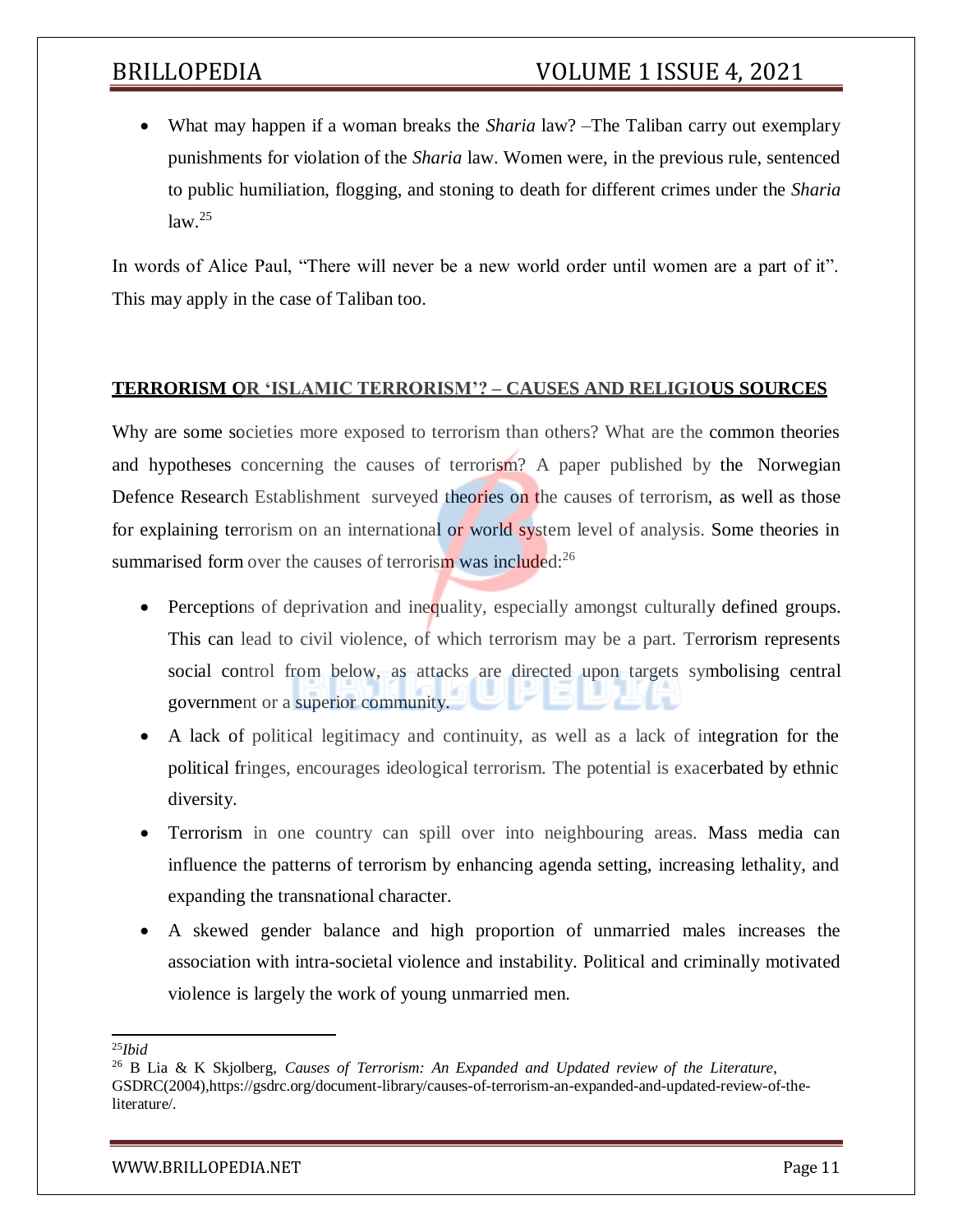- What may happen if a woman breaks the *Sharia* law? –The Taliban carry out exemplary punishments for violation of the *Sharia* law. Women were, in the previous rule, sentenced to public humiliation, flogging, and stoning to death for different crimes under the *Sharia* law.[25]

In words of Alice Paul, "There will never be a new world order until women are a part of it". This may apply in the case of Taliban too.

## TERRORISM OR 'ISLAMIC TERRORISM'? – CAUSES AND RELIGIOUS SOURCES

Why are some societies more exposed to terrorism than others? What are the common theories and hypotheses concerning the causes of terrorism? A paper published by the Norwegian Defence Research Establishment surveyed theories on the causes of terrorism, as well as those for explaining terrorism on an international or world system level of analysis. Some theories in summarised form over the causes of terrorism was included:[26]

- Perceptions of deprivation and inequality, especially amongst culturally defined groups. This can lead to civil violence, of which terrorism may be a part. Terrorism represents social control from below, as attacks are directed upon targets symbolising central government or a superior community.
- A lack of political legitimacy and continuity, as well as a lack of integration for the political fringes, encourages ideological terrorism. The potential is exacerbated by ethnic diversity.
- Terrorism in one country can spill over into neighbouring areas. Mass media can influence the patterns of terrorism by enhancing agenda setting, increasing lethality, and expanding the transnational character.
- A skewed gender balance and high proportion of unmarried males increases the association with intra-societal violence and instability. Political and criminally motivated violence is largely the work of young unmarried men.

---

[25] *Ibid*

[26] B Lia & K Skjolberg, *Causes of Terrorism: An Expanded and Updated review of the Literature*, GSDRC(2004),https://gsdrc.org/document-library/causes-of-terrorism-an-expanded-and-updated-review-of-the-literature/.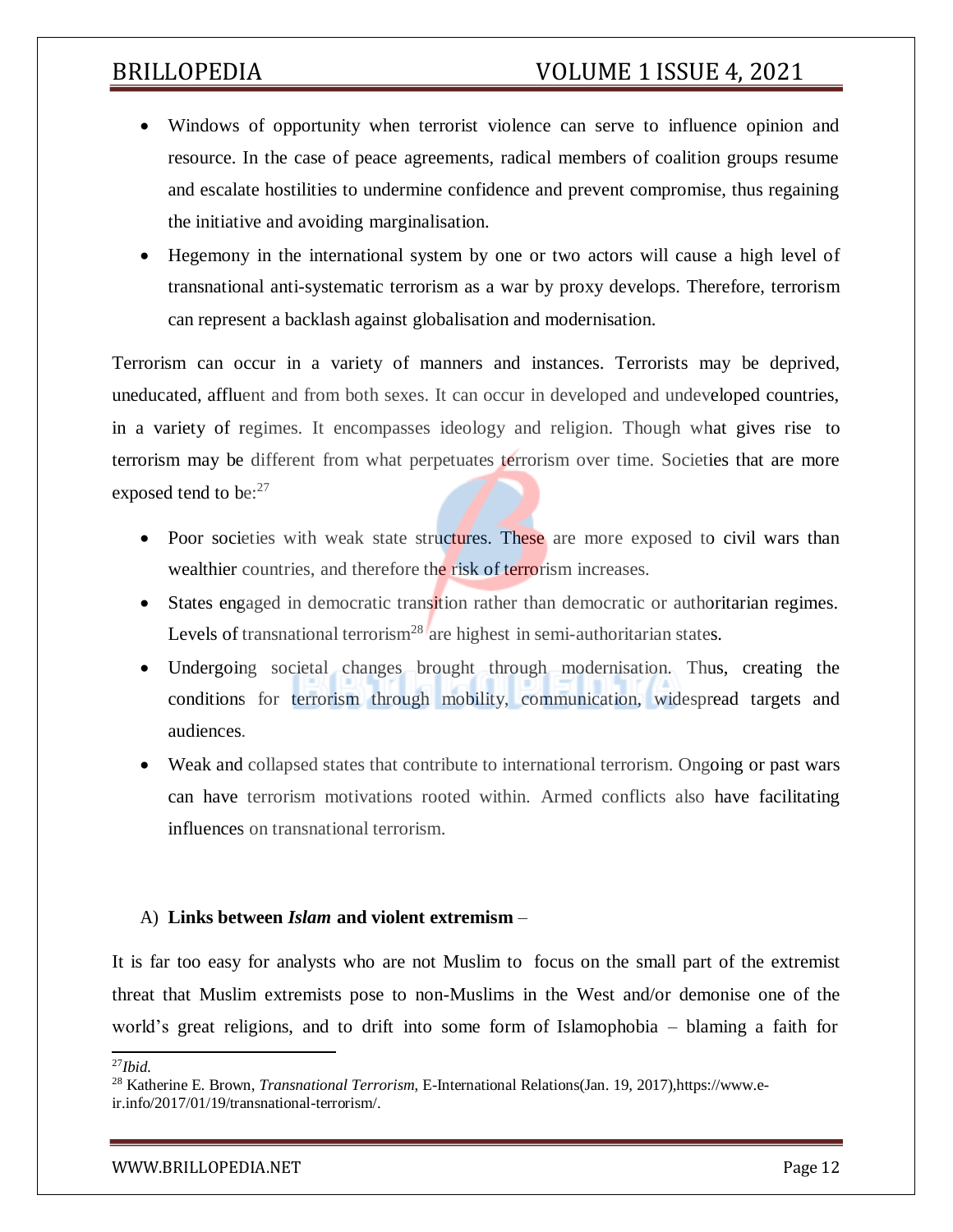- Windows of opportunity when terrorist violence can serve to influence opinion and resource. In the case of peace agreements, radical members of coalition groups resume and escalate hostilities to undermine confidence and prevent compromise, thus regaining the initiative and avoiding marginalisation.
- Hegemony in the international system by one or two actors will cause a high level of transnational anti-systematic terrorism as a war by proxy develops. Therefore, terrorism can represent a backlash against globalisation and modernisation.

Terrorism can occur in a variety of manners and instances. Terrorists may be deprived, uneducated, affluent and from both sexes. It can occur in developed and undeveloped countries, in a variety of regimes. It encompasses ideology and religion. Though what gives rise to terrorism may be different from what perpetuates terrorism over time. Societies that are more exposed tend to be:[27]

- Poor societies with weak state structures. These are more exposed to civil wars than wealthier countries, and therefore the risk of terrorism increases.
- States engaged in democratic transition rather than democratic or authoritarian regimes. Levels of transnational terrorism[28] are highest in semi-authoritarian states.
- Undergoing societal changes brought through modernisation. Thus, creating the conditions for terrorism through mobility, communication, widespread targets and audiences.
- Weak and collapsed states that contribute to international terrorism. Ongoing or past wars can have terrorism motivations rooted within. Armed conflicts also have facilitating influences on transnational terrorism.

A) **Links between *Islam* and violent extremism** –

It is far too easy for analysts who are not Muslim to focus on the small part of the extremist threat that Muslim extremists pose to non-Muslims in the West and/or demonise one of the world's great religions, and to drift into some form of Islamophobia – blaming a faith for

---

[27] *Ibid.*

[28] Katherine E. Brown, *Transnational Terrorism*, E-International Relations(Jan. 19, 2017),https://www.e-ir.info/2017/01/19/transnational-terrorism/.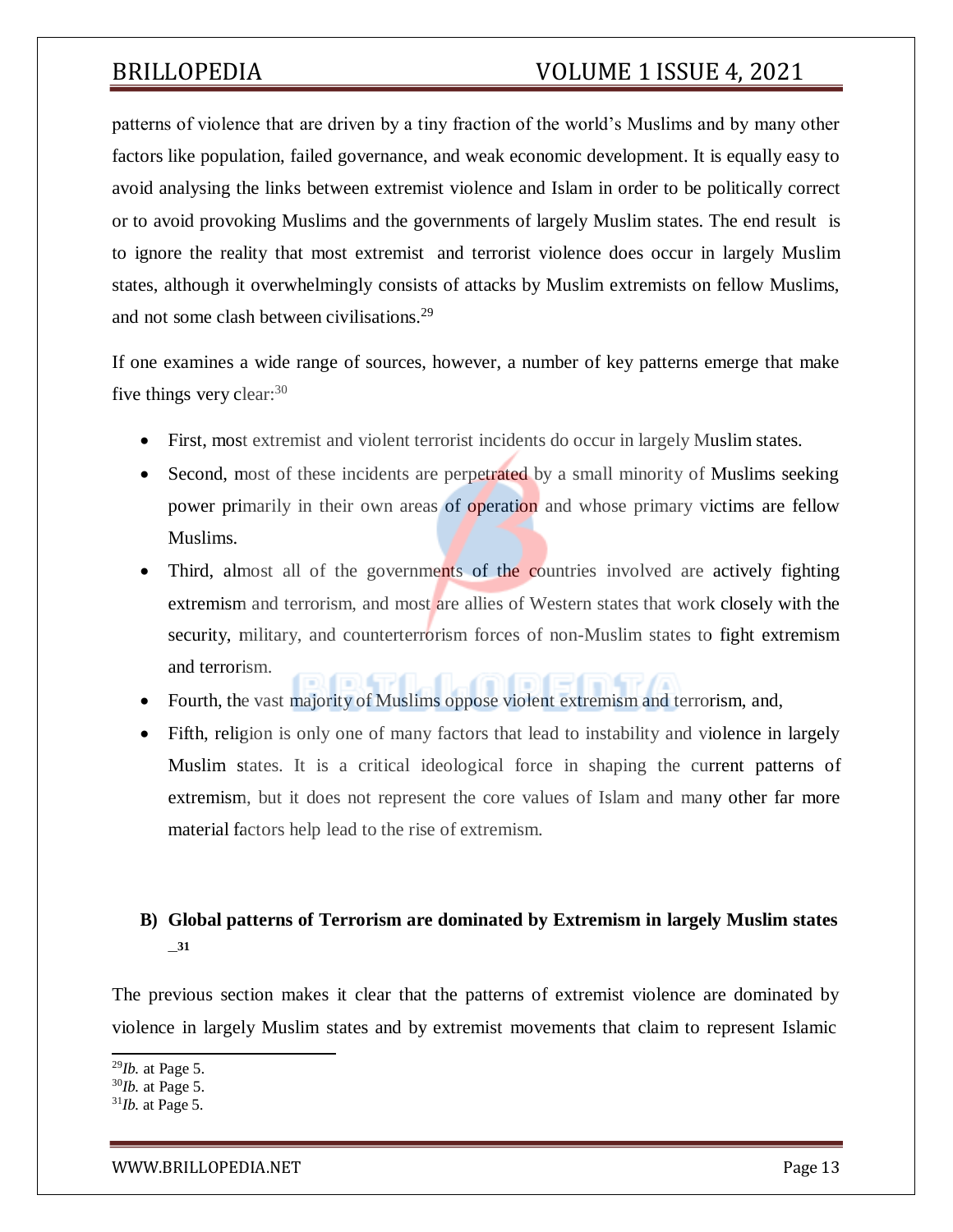patterns of violence that are driven by a tiny fraction of the world's Muslims and by many other factors like population, failed governance, and weak economic development. It is equally easy to avoid analysing the links between extremist violence and Islam in order to be politically correct or to avoid provoking Muslims and the governments of largely Muslim states. The end result is to ignore the reality that most extremist and terrorist violence does occur in largely Muslim states, although it overwhelmingly consists of attacks by Muslim extremists on fellow Muslims, and not some clash between civilisations.[29]

If one examines a wide range of sources, however, a number of key patterns emerge that make five things very clear:[30]

- First, most extremist and violent terrorist incidents do occur in largely Muslim states.
- Second, most of these incidents are perpetrated by a small minority of Muslims seeking power primarily in their own areas of operation and whose primary victims are fellow Muslims.
- Third, almost all of the governments of the countries involved are actively fighting extremism and terrorism, and most are allies of Western states that work closely with the security, military, and counterterrorism forces of non-Muslim states to fight extremism and terrorism.
- Fourth, the vast majority of Muslims oppose violent extremism and terrorism, and,
- Fifth, religion is only one of many factors that lead to instability and violence in largely Muslim states. It is a critical ideological force in shaping the current patterns of extremism, but it does not represent the core values of Islam and many other far more material factors help lead to the rise of extremism.

### B) Global patterns of Terrorism are dominated by Extremism in largely Muslim states[31]

The previous section makes it clear that the patterns of extremist violence are dominated by violence in largely Muslim states and by extremist movements that claim to represent Islamic

[29] *Ib.* at Page 5.
[30] *Ib.* at Page 5.
[31] *Ib.* at Page 5.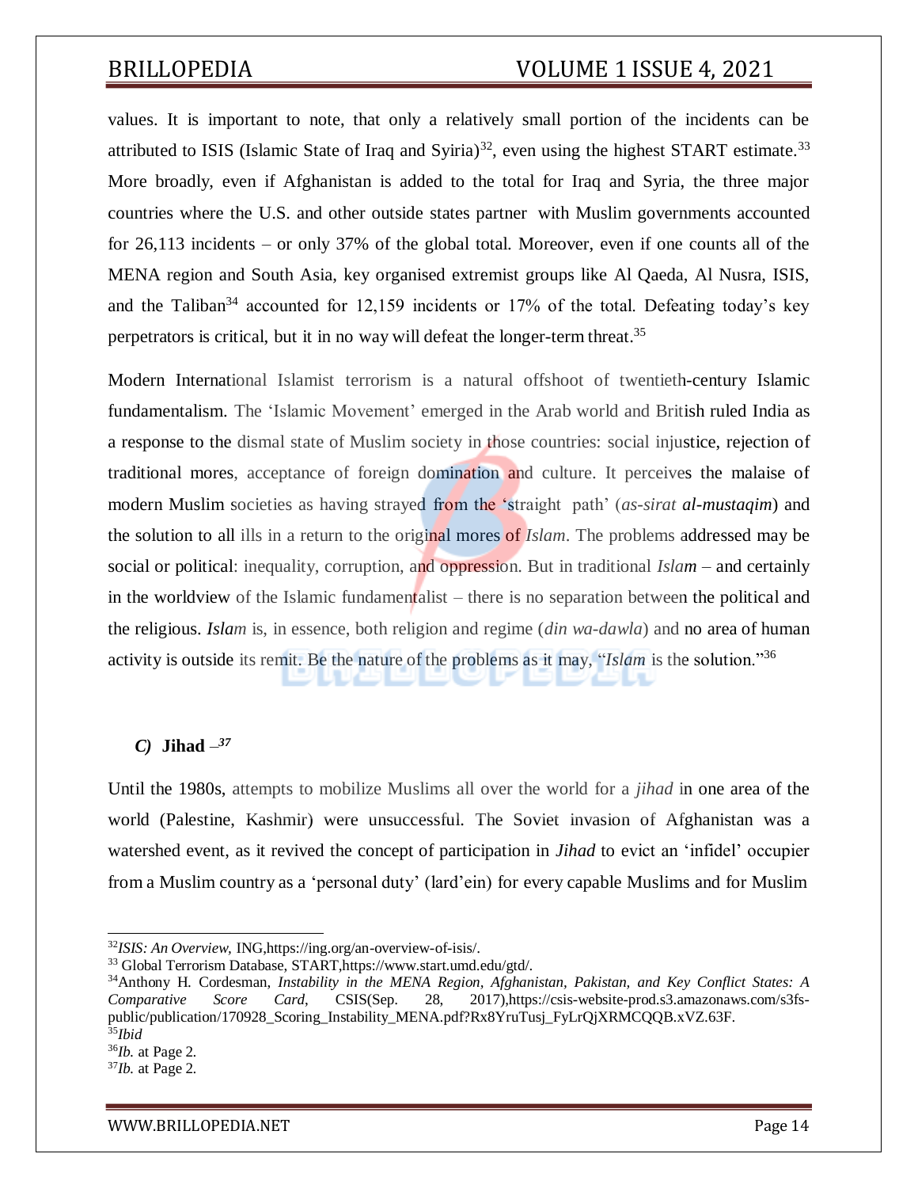values. It is important to note, that only a relatively small portion of the incidents can be attributed to ISIS (Islamic State of Iraq and Syiria)[32], even using the highest START estimate.[33] More broadly, even if Afghanistan is added to the total for Iraq and Syria, the three major countries where the U.S. and other outside states partner with Muslim governments accounted for 26,113 incidents – or only 37% of the global total. Moreover, even if one counts all of the MENA region and South Asia, key organised extremist groups like Al Qaeda, Al Nusra, ISIS, and the Taliban[34] accounted for 12,159 incidents or 17% of the total. Defeating today's key perpetrators is critical, but it in no way will defeat the longer-term threat.[35]

Modern International Islamist terrorism is a natural offshoot of twentieth-century Islamic fundamentalism. The 'Islamic Movement' emerged in the Arab world and British ruled India as a response to the dismal state of Muslim society in those countries: social injustice, rejection of traditional mores, acceptance of foreign domination and culture. It perceives the malaise of modern Muslim societies as having strayed from the 'straight path' (*as-sirat al-mustaqim*) and the solution to all ills in a return to the original mores of *Islam*. The problems addressed may be social or political: inequality, corruption, and oppression. But in traditional *Islam* – and certainly in the worldview of the Islamic fundamentalist – there is no separation between the political and the religious. *Islam* is, in essence, both religion and regime (*din wa-dawla*) and no area of human activity is outside its remit. Be the nature of the problems as it may, "*Islam* is the solution."[36]

### *C)* Jihad –[37]

Until the 1980s, attempts to mobilize Muslims all over the world for a *jihad* in one area of the world (Palestine, Kashmir) were unsuccessful. The Soviet invasion of Afghanistan was a watershed event, as it revived the concept of participation in *Jihad* to evict an 'infidel' occupier from a Muslim country as a 'personal duty' (lard'ein) for every capable Muslims and for Muslim

---

[32] *ISIS: An Overview*, ING,https://ing.org/an-overview-of-isis/.

[33] Global Terrorism Database, START,https://www.start.umd.edu/gtd/.

[34] Anthony H. Cordesman, *Instability in the MENA Region, Afghanistan, Pakistan, and Key Conflict States: A Comparative Score Card*, CSIS(Sep. 28, 2017),https://csis-website-prod.s3.amazonaws.com/s3fs-public/publication/170928_Scoring_Instability_MENA.pdf?Rx8YruTusj_FyLrQjXRMCQQB.xVZ.63F.

[35] *Ibid*

[36] *Ib.* at Page 2.

[37] *Ib.* at Page 2.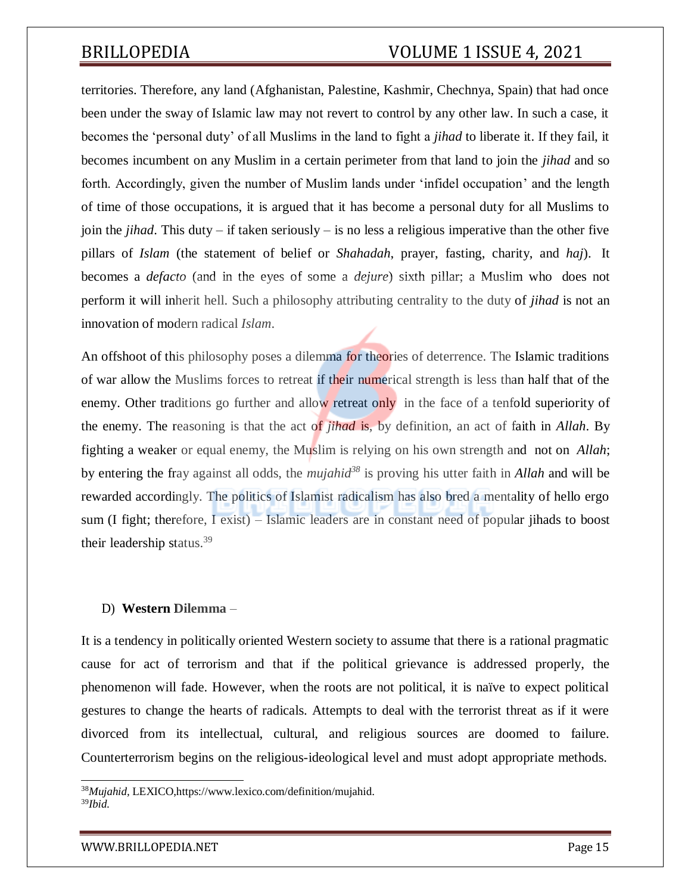territories. Therefore, any land (Afghanistan, Palestine, Kashmir, Chechnya, Spain) that had once been under the sway of Islamic law may not revert to control by any other law. In such a case, it becomes the 'personal duty' of all Muslims in the land to fight a *jihad* to liberate it. If they fail, it becomes incumbent on any Muslim in a certain perimeter from that land to join the *jihad* and so forth. Accordingly, given the number of Muslim lands under 'infidel occupation' and the length of time of those occupations, it is argued that it has become a personal duty for all Muslims to join the *jihad*. This duty – if taken seriously – is no less a religious imperative than the other five pillars of *Islam* (the statement of belief or *Shahadah*, prayer, fasting, charity, and *haj*). It becomes a *defacto* (and in the eyes of some a *dejure*) sixth pillar; a Muslim who does not perform it will inherit hell. Such a philosophy attributing centrality to the duty of *jihad* is not an innovation of modern radical *Islam*.

An offshoot of this philosophy poses a dilemma for theories of deterrence. The Islamic traditions of war allow the Muslims forces to retreat if their numerical strength is less than half that of the enemy. Other traditions go further and allow retreat only in the face of a tenfold superiority of the enemy. The reasoning is that the act of *jihad* is, by definition, an act of faith in *Allah*. By fighting a weaker or equal enemy, the Muslim is relying on his own strength and not on *Allah*; by entering the fray against all odds, the *mujahid*[38] is proving his utter faith in *Allah* and will be rewarded accordingly. The politics of Islamist radicalism has also bred a mentality of hello ergo sum (I fight; therefore, I exist) – Islamic leaders are in constant need of popular jihads to boost their leadership status.[39]

D) **Western Dilemma** –

It is a tendency in politically oriented Western society to assume that there is a rational pragmatic cause for act of terrorism and that if the political grievance is addressed properly, the phenomenon will fade. However, when the roots are not political, it is naïve to expect political gestures to change the hearts of radicals. Attempts to deal with the terrorist threat as if it were divorced from its intellectual, cultural, and religious sources are doomed to failure. Counterterrorism begins on the religious-ideological level and must adopt appropriate methods.

---

[38] *Mujahid,* LEXICO,https://www.lexico.com/definition/mujahid.

[39] *Ibid.*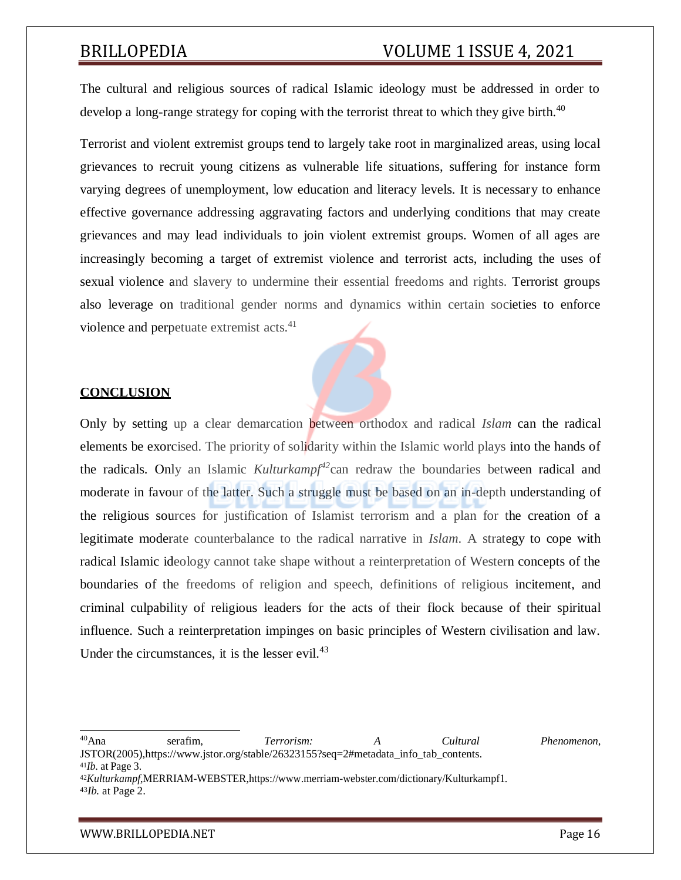The cultural and religious sources of radical Islamic ideology must be addressed in order to develop a long-range strategy for coping with the terrorist threat to which they give birth.[40]

Terrorist and violent extremist groups tend to largely take root in marginalized areas, using local grievances to recruit young citizens as vulnerable life situations, suffering for instance form varying degrees of unemployment, low education and literacy levels. It is necessary to enhance effective governance addressing aggravating factors and underlying conditions that may create grievances and may lead individuals to join violent extremist groups. Women of all ages are increasingly becoming a target of extremist violence and terrorist acts, including the uses of sexual violence and slavery to undermine their essential freedoms and rights. Terrorist groups also leverage on traditional gender norms and dynamics within certain societies to enforce violence and perpetuate extremist acts.[41]

## CONCLUSION

Only by setting up a clear demarcation between orthodox and radical *Islam* can the radical elements be exorcised. The priority of solidarity within the Islamic world plays into the hands of the radicals. Only an Islamic *Kulturkampf*[42] can redraw the boundaries between radical and moderate in favour of the latter. Such a struggle must be based on an in-depth understanding of the religious sources for justification of Islamist terrorism and a plan for the creation of a legitimate moderate counterbalance to the radical narrative in *Islam*. A strategy to cope with radical Islamic ideology cannot take shape without a reinterpretation of Western concepts of the boundaries of the freedoms of religion and speech, definitions of religious incitement, and criminal culpability of religious leaders for the acts of their flock because of their spiritual influence. Such a reinterpretation impinges on basic principles of Western civilisation and law. Under the circumstances, it is the lesser evil.[43]

---

[40] Ana serafim, *Terrorism: A Cultural Phenomenon*, JSTOR(2005),https://www.jstor.org/stable/26323155?seq=2#metadata_info_tab_contents.

[41] *Ib.* at Page 3.

[42] *Kulturkampf*,MERRIAM-WEBSTER,https://www.merriam-webster.com/dictionary/Kulturkampf1.

[43] *Ib.* at Page 2.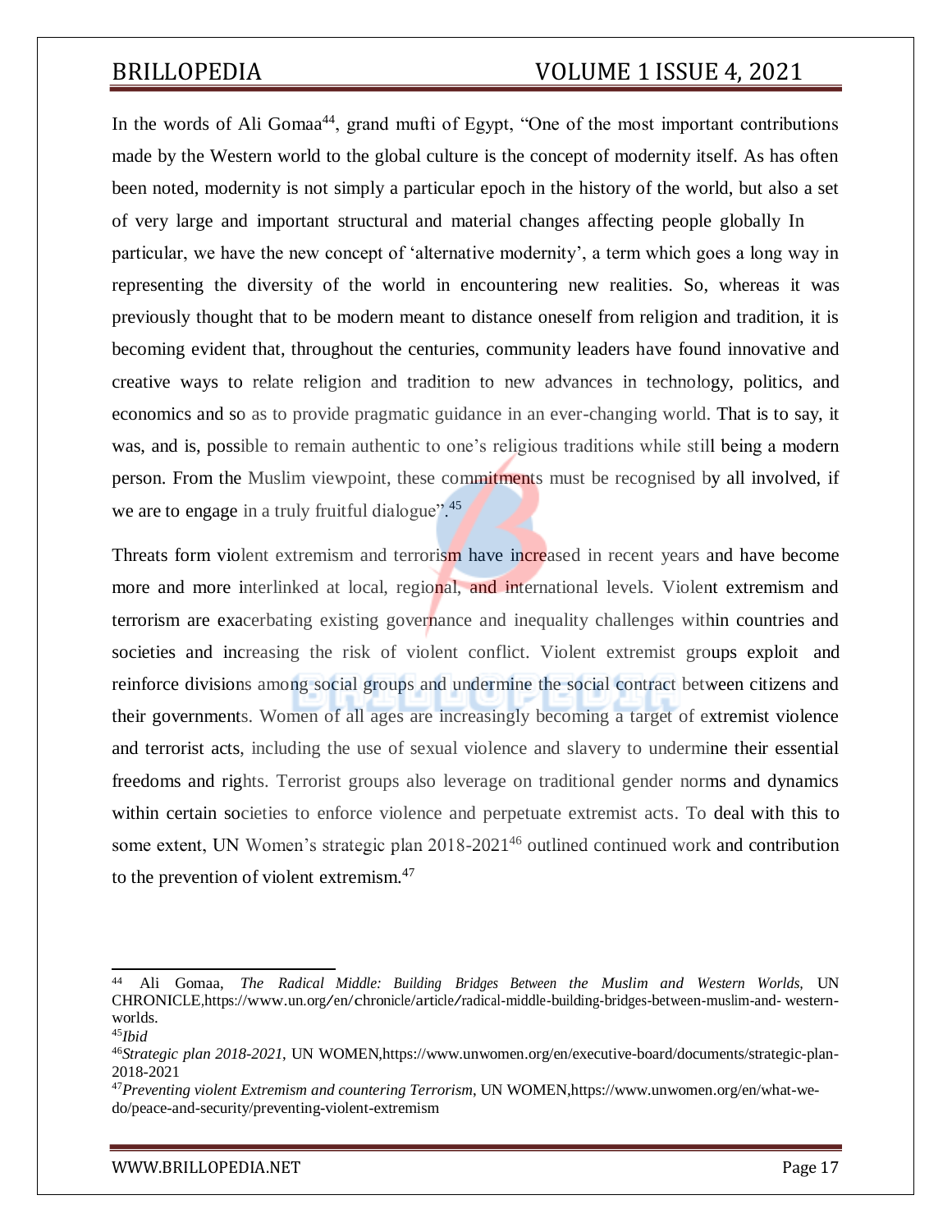In the words of Ali Gomaa[44], grand mufti of Egypt, "One of the most important contributions made by the Western world to the global culture is the concept of modernity itself. As has often been noted, modernity is not simply a particular epoch in the history of the world, but also a set of very large and important structural and material changes affecting people globally In particular, we have the new concept of 'alternative modernity', a term which goes a long way in representing the diversity of the world in encountering new realities. So, whereas it was previously thought that to be modern meant to distance oneself from religion and tradition, it is becoming evident that, throughout the centuries, community leaders have found innovative and creative ways to relate religion and tradition to new advances in technology, politics, and economics and so as to provide pragmatic guidance in an ever-changing world. That is to say, it was, and is, possible to remain authentic to one's religious traditions while still being a modern person. From the Muslim viewpoint, these commitments must be recognised by all involved, if we are to engage in a truly fruitful dialogue".[45]

Threats form violent extremism and terrorism have increased in recent years and have become more and more interlinked at local, regional, and international levels. Violent extremism and terrorism are exacerbating existing governance and inequality challenges within countries and societies and increasing the risk of violent conflict. Violent extremist groups exploit and reinforce divisions among social groups and undermine the social contract between citizens and their governments. Women of all ages are increasingly becoming a target of extremist violence and terrorist acts, including the use of sexual violence and slavery to undermine their essential freedoms and rights. Terrorist groups also leverage on traditional gender norms and dynamics within certain societies to enforce violence and perpetuate extremist acts. To deal with this to some extent, UN Women's strategic plan 2018-2021[46] outlined continued work and contribution to the prevention of violent extremism.[47]

---

[44] Ali Gomaa, *The Radical Middle: Building Bridges Between the Muslim and Western Worlds*, UN CHRONICLE,https://www.un.org/en/chronicle/article/radical-middle-building-bridges-between-muslim-and- western-worlds.

[45] *Ibid*

[46] *Strategic plan 2018-2021*, UN WOMEN,https://www.unwomen.org/en/executive-board/documents/strategic-plan-2018-2021

[47] *Preventing violent Extremism and countering Terrorism*, UN WOMEN,https://www.unwomen.org/en/what-we-do/peace-and-security/preventing-violent-extremism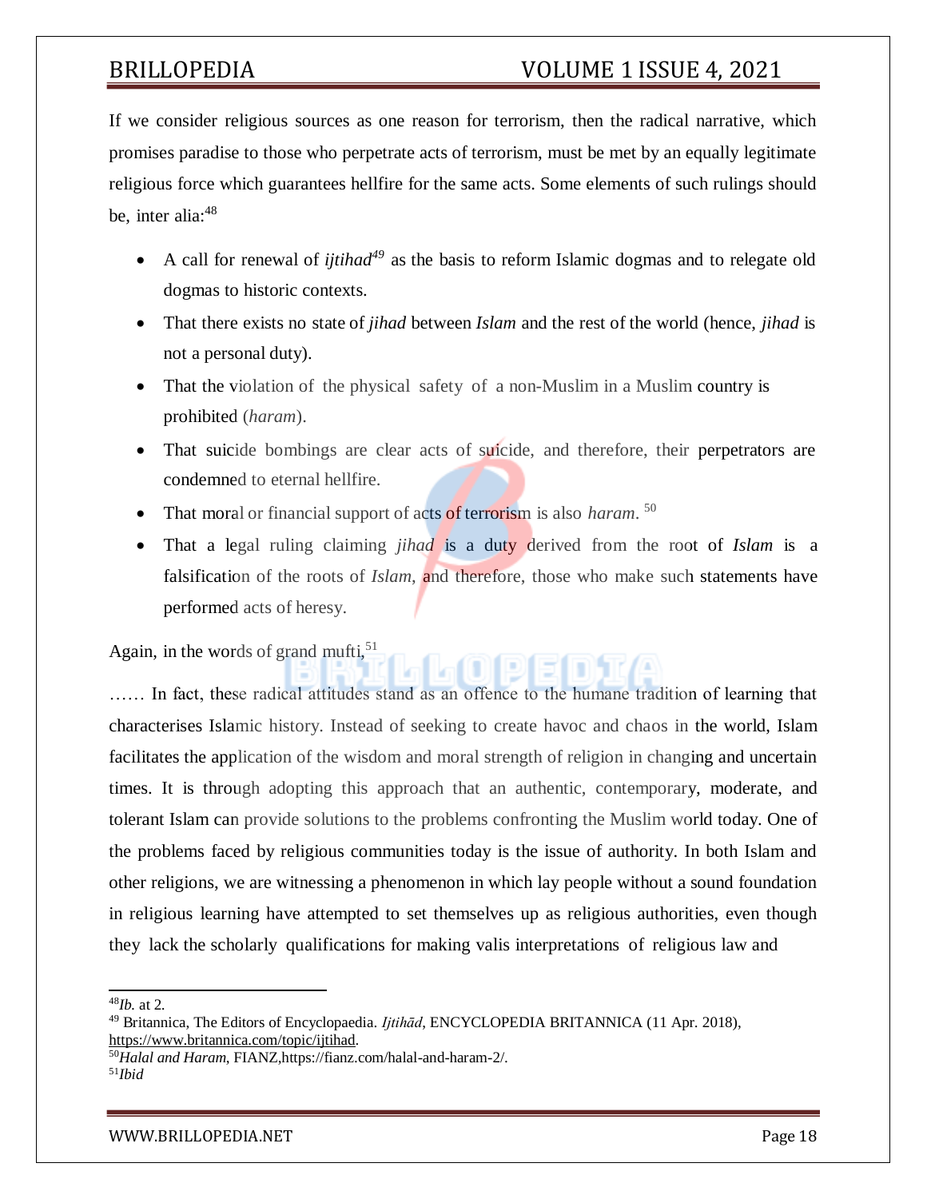If we consider religious sources as one reason for terrorism, then the radical narrative, which promises paradise to those who perpetrate acts of terrorism, must be met by an equally legitimate religious force which guarantees hellfire for the same acts. Some elements of such rulings should be, inter alia:[48]

- A call for renewal of *ijtihad*[49] as the basis to reform Islamic dogmas and to relegate old dogmas to historic contexts.
- That there exists no state of *jihad* between *Islam* and the rest of the world (hence, *jihad* is not a personal duty).
- That the violation of the physical safety of a non-Muslim in a Muslim country is prohibited (*haram*).
- That suicide bombings are clear acts of suicide, and therefore, their perpetrators are condemned to eternal hellfire.
- That moral or financial support of acts of terrorism is also *haram*. [50]
- That a legal ruling claiming *jihad* is a duty derived from the root of *Islam* is a falsification of the roots of *Islam*, and therefore, those who make such statements have performed acts of heresy.

Again, in the words of grand mufti,[51]

…… In fact, these radical attitudes stand as an offence to the humane tradition of learning that characterises Islamic history. Instead of seeking to create havoc and chaos in the world, Islam facilitates the application of the wisdom and moral strength of religion in changing and uncertain times. It is through adopting this approach that an authentic, contemporary, moderate, and tolerant Islam can provide solutions to the problems confronting the Muslim world today. One of the problems faced by religious communities today is the issue of authority. In both Islam and other religions, we are witnessing a phenomenon in which lay people without a sound foundation in religious learning have attempted to set themselves up as religious authorities, even though they lack the scholarly qualifications for making valis interpretations of religious law and

---

[48] *Ib.* at 2.

[49] Britannica, The Editors of Encyclopaedia. *Ijtihād*, ENCYCLOPEDIA BRITANNICA (11 Apr. 2018), https://www.britannica.com/topic/ijtihad.

[50] *Halal and Haram*, FIANZ,https://fianz.com/halal-and-haram-2/.

[51] *Ibid*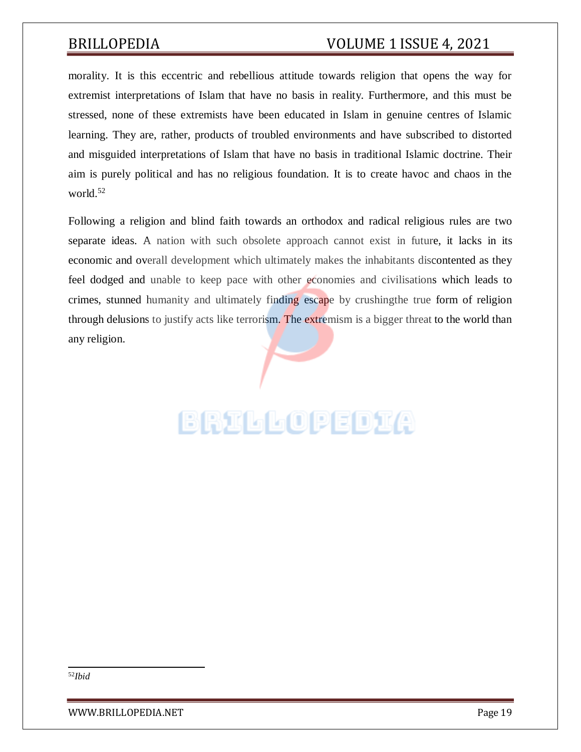morality. It is this eccentric and rebellious attitude towards religion that opens the way for extremist interpretations of Islam that have no basis in reality. Furthermore, and this must be stressed, none of these extremists have been educated in Islam in genuine centres of Islamic learning. They are, rather, products of troubled environments and have subscribed to distorted and misguided interpretations of Islam that have no basis in traditional Islamic doctrine. Their aim is purely political and has no religious foundation. It is to create havoc and chaos in the world.[52]

Following a religion and blind faith towards an orthodox and radical religious rules are two separate ideas. A nation with such obsolete approach cannot exist in future, it lacks in its economic and overall development which ultimately makes the inhabitants discontented as they feel dodged and unable to keep pace with other economies and civilisations which leads to crimes, stunned humanity and ultimately finding escape by crushingthe true form of religion through delusions to justify acts like terrorism. The extremism is a bigger threat to the world than any religion.

---

[52] *Ibid*